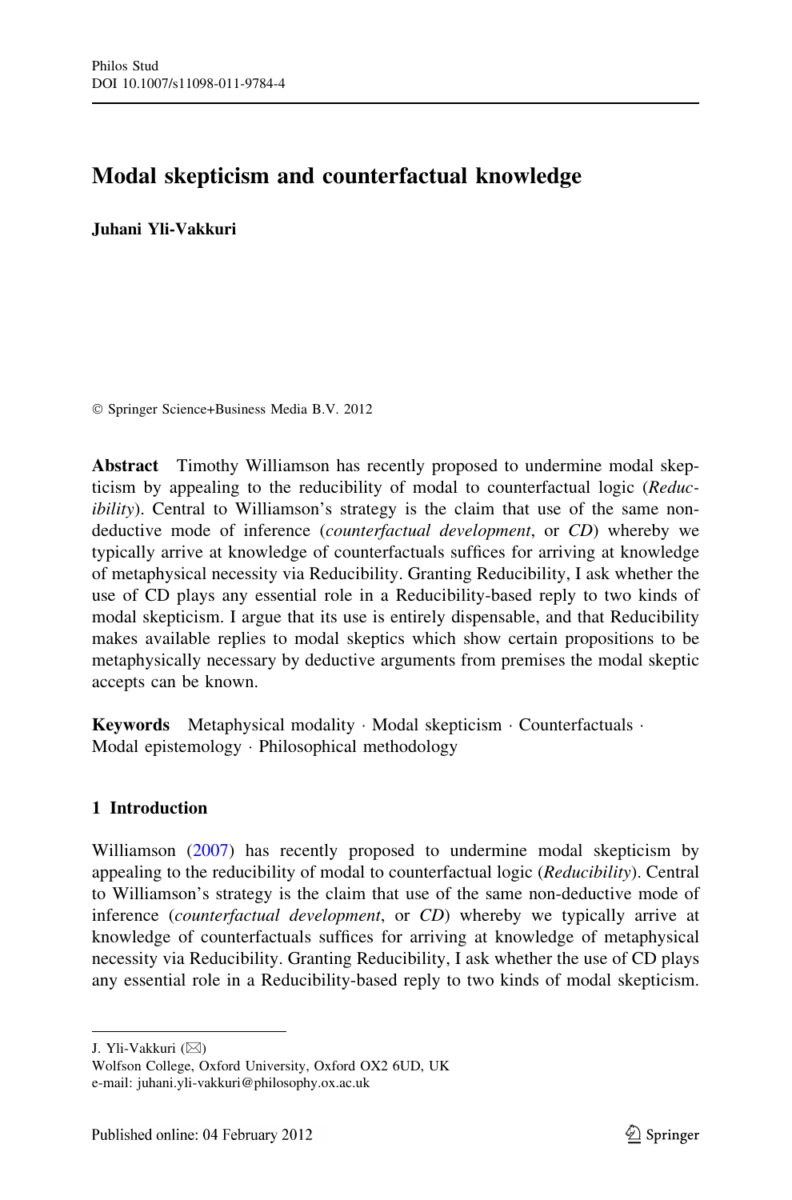# Modal skepticism and counterfactual knowledge

**Juhani Yli-Vakkuri**

© Springer Science+Business Media B.V. 2012

**Abstract** Timothy Williamson has recently proposed to undermine modal skepticism by appealing to the reducibility of modal to counterfactual logic (*Reducibility*). Central to Williamson's strategy is the claim that use of the same non-deductive mode of inference (*counterfactual development*, or *CD*) whereby we typically arrive at knowledge of counterfactuals suffices for arriving at knowledge of metaphysical necessity via Reducibility. Granting Reducibility, I ask whether the use of CD plays any essential role in a Reducibility-based reply to two kinds of modal skepticism. I argue that its use is entirely dispensable, and that Reducibility makes available replies to modal skeptics which show certain propositions to be metaphysically necessary by deductive arguments from premises the modal skeptic accepts can be known.

**Keywords** Metaphysical modality · Modal skepticism · Counterfactuals · Modal epistemology · Philosophical methodology

## 1 Introduction

Williamson (2007) has recently proposed to undermine modal skepticism by appealing to the reducibility of modal to counterfactual logic (*Reducibility*). Central to Williamson's strategy is the claim that use of the same non-deductive mode of inference (*counterfactual development*, or *CD*) whereby we typically arrive at knowledge of counterfactuals suffices for arriving at knowledge of metaphysical necessity via Reducibility. Granting Reducibility, I ask whether the use of CD plays any essential role in a Reducibility-based reply to two kinds of modal skepticism.

J. Yli-Vakkuri
Wolfson College, Oxford University, Oxford OX2 6UD, UK
e-mail: juhani.yli-vakkuri@philosophy.ox.ac.uk

Published online: 04 February 2012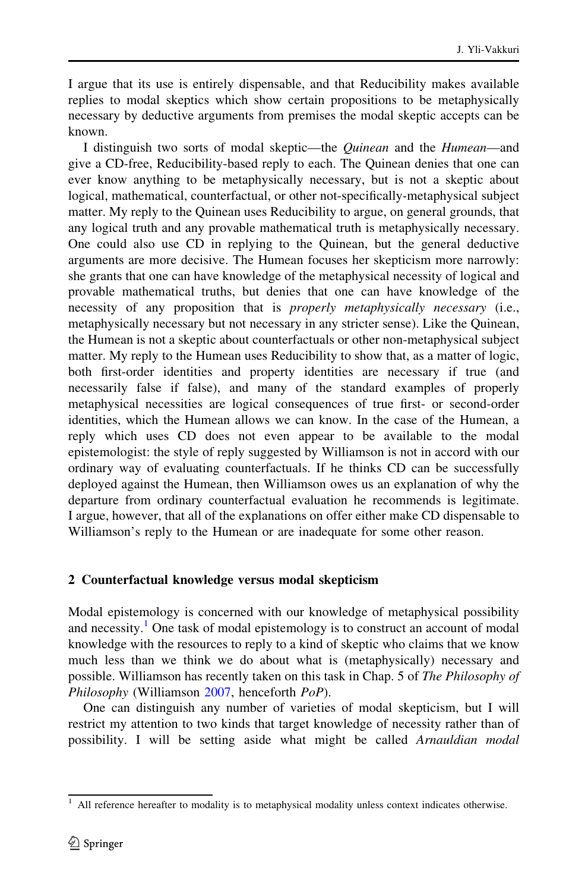I argue that its use is entirely dispensable, and that Reducibility makes available replies to modal skeptics which show certain propositions to be metaphysically necessary by deductive arguments from premises the modal skeptic accepts can be known.

I distinguish two sorts of modal skeptic—the *Quinean* and the *Humean*—and give a CD-free, Reducibility-based reply to each. The Quinean denies that one can ever know anything to be metaphysically necessary, but is not a skeptic about logical, mathematical, counterfactual, or other not-specifically-metaphysical subject matter. My reply to the Quinean uses Reducibility to argue, on general grounds, that any logical truth and any provable mathematical truth is metaphysically necessary. One could also use CD in replying to the Quinean, but the general deductive arguments are more decisive. The Humean focuses her skepticism more narrowly: she grants that one can have knowledge of the metaphysical necessity of logical and provable mathematical truths, but denies that one can have knowledge of the necessity of any proposition that is *properly metaphysically necessary* (i.e., metaphysically necessary but not necessary in any stricter sense). Like the Quinean, the Humean is not a skeptic about counterfactuals or other non-metaphysical subject matter. My reply to the Humean uses Reducibility to show that, as a matter of logic, both first-order identities and property identities are necessary if true (and necessarily false if false), and many of the standard examples of properly metaphysical necessities are logical consequences of true first- or second-order identities, which the Humean allows we can know. In the case of the Humean, a reply which uses CD does not even appear to be available to the modal epistemologist: the style of reply suggested by Williamson is not in accord with our ordinary way of evaluating counterfactuals. If he thinks CD can be successfully deployed against the Humean, then Williamson owes us an explanation of why the departure from ordinary counterfactual evaluation he recommends is legitimate. I argue, however, that all of the explanations on offer either make CD dispensable to Williamson's reply to the Humean or are inadequate for some other reason.

## 2 Counterfactual knowledge versus modal skepticism

Modal epistemology is concerned with our knowledge of metaphysical possibility and necessity.[1] One task of modal epistemology is to construct an account of modal knowledge with the resources to reply to a kind of skeptic who claims that we know much less than we think we do about what is (metaphysically) necessary and possible. Williamson has recently taken on this task in Chap. 5 of *The Philosophy of Philosophy* (Williamson 2007, henceforth *PoP*).

One can distinguish any number of varieties of modal skepticism, but I will restrict my attention to two kinds that target knowledge of necessity rather than of possibility. I will be setting aside what might be called *Arnauldian modal*

[1] All reference hereafter to modality is to metaphysical modality unless context indicates otherwise.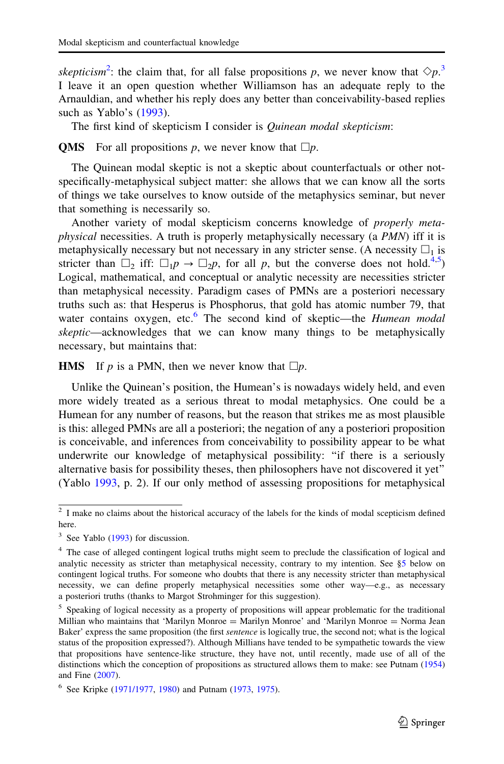*skepticism*[2]: the claim that, for all false propositions $p$, we never know that $\Diamond p$.[3] I leave it an open question whether Williamson has an adequate reply to the Arnauldian, and whether his reply does any better than conceivability-based replies such as Yablo's (1993).

The first kind of skepticism I consider is *Quinean modal skepticism*:

**QMS** For all propositions $p$, we never know that $\Box p$.

The Quinean modal skeptic is not a skeptic about counterfactuals or other not-specifically-metaphysical subject matter: she allows that we can know all the sorts of things we take ourselves to know outside of the metaphysics seminar, but never that something is necessarily so.

Another variety of modal skepticism concerns knowledge of *properly metaphysical* necessities. A truth is properly metaphysically necessary (a *PMN*) iff it is metaphysically necessary but not necessary in any stricter sense. (A necessity $\Box_1$ is stricter than $\Box_2$ iff: $\Box_1 p \rightarrow \Box_2 p$, for all $p$, but the converse does not hold.[4,5]) Logical, mathematical, and conceptual or analytic necessity are necessities stricter than metaphysical necessity. Paradigm cases of PMNs are a posteriori necessary truths such as: that Hesperus is Phosphorus, that gold has atomic number 79, that water contains oxygen, etc.[6] The second kind of skeptic—the *Humean modal skeptic*—acknowledges that we can know many things to be metaphysically necessary, but maintains that:

**HMS** If $p$ is a PMN, then we never know that $\Box p$.

Unlike the Quinean's position, the Humean's is nowadays widely held, and even more widely treated as a serious threat to modal metaphysics. One could be a Humean for any number of reasons, but the reason that strikes me as most plausible is this: alleged PMNs are all a posteriori; the negation of any a posteriori proposition is conceivable, and inferences from conceivability to possibility appear to be what underwrite our knowledge of metaphysical possibility: "if there is a seriously alternative basis for possibility theses, then philosophers have not discovered it yet" (Yablo 1993, p. 2). If our only method of assessing propositions for metaphysical

---

[2] I make no claims about the historical accuracy of the labels for the kinds of modal scepticism defined here.

[3] See Yablo (1993) for discussion.

[4] The case of alleged contingent logical truths might seem to preclude the classification of logical and analytic necessity as stricter than metaphysical necessity, contrary to my intention. See §5 below on contingent logical truths. For someone who doubts that there is any necessity stricter than metaphysical necessity, we can define properly metaphysical necessities some other way—e.g., as necessary a posteriori truths (thanks to Margot Strohminger for this suggestion).

[5] Speaking of logical necessity as a property of propositions will appear problematic for the traditional Millian who maintains that 'Marilyn Monroe = Marilyn Monroe' and 'Marilyn Monroe = Norma Jean Baker' express the same proposition (the first *sentence* is logically true, the second not; what is the logical status of the proposition expressed?). Although Millians have tended to be sympathetic towards the view that propositions have sentence-like structure, they have not, until recently, made use of all of the distinctions which the conception of propositions as structured allows them to make: see Putnam (1954) and Fine (2007).

[6] See Kripke (1971/1977, 1980) and Putnam (1973, 1975).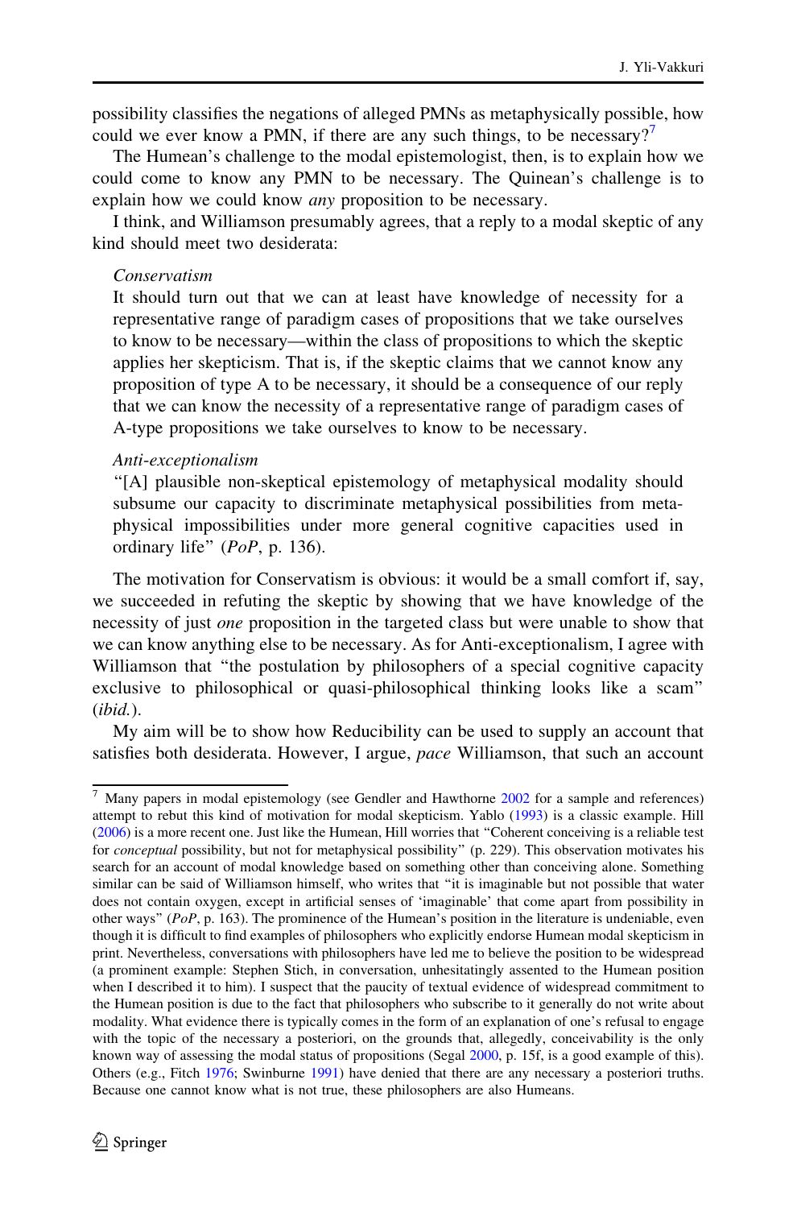possibility classifies the negations of alleged PMNs as metaphysically possible, how could we ever know a PMN, if there are any such things, to be necessary?[7]

The Humean's challenge to the modal epistemologist, then, is to explain how we could come to know any PMN to be necessary. The Quinean's challenge is to explain how we could know *any* proposition to be necessary.

I think, and Williamson presumably agrees, that a reply to a modal skeptic of any kind should meet two desiderata:

> *Conservatism*
> It should turn out that we can at least have knowledge of necessity for a representative range of paradigm cases of propositions that we take ourselves to know to be necessary—within the class of propositions to which the skeptic applies her skepticism. That is, if the skeptic claims that we cannot know any proposition of type A to be necessary, it should be a consequence of our reply that we can know the necessity of a representative range of paradigm cases of A-type propositions we take ourselves to know to be necessary.
>
> *Anti-exceptionalism*
> "[A] plausible non-skeptical epistemology of metaphysical modality should subsume our capacity to discriminate metaphysical possibilities from metaphysical impossibilities under more general cognitive capacities used in ordinary life" (*PoP*, p. 136).

The motivation for Conservatism is obvious: it would be a small comfort if, say, we succeeded in refuting the skeptic by showing that we have knowledge of the necessity of just *one* proposition in the targeted class but were unable to show that we can know anything else to be necessary. As for Anti-exceptionalism, I agree with Williamson that "the postulation by philosophers of a special cognitive capacity exclusive to philosophical or quasi-philosophical thinking looks like a scam" (*ibid.*).

My aim will be to show how Reducibility can be used to supply an account that satisfies both desiderata. However, I argue, *pace* Williamson, that such an account

---

[7] Many papers in modal epistemology (see Gendler and Hawthorne 2002 for a sample and references) attempt to rebut this kind of motivation for modal skepticism. Yablo (1993) is a classic example. Hill (2006) is a more recent one. Just like the Humean, Hill worries that "Coherent conceiving is a reliable test for *conceptual* possibility, but not for metaphysical possibility" (p. 229). This observation motivates his search for an account of modal knowledge based on something other than conceiving alone. Something similar can be said of Williamson himself, who writes that "it is imaginable but not possible that water does not contain oxygen, except in artificial senses of 'imaginable' that come apart from possibility in other ways" (*PoP*, p. 163). The prominence of the Humean's position in the literature is undeniable, even though it is difficult to find examples of philosophers who explicitly endorse Humean modal skepticism in print. Nevertheless, conversations with philosophers have led me to believe the position to be widespread (a prominent example: Stephen Stich, in conversation, unhesitatingly assented to the Humean position when I described it to him). I suspect that the paucity of textual evidence of widespread commitment to the Humean position is due to the fact that philosophers who subscribe to it generally do not write about modality. What evidence there is typically comes in the form of an explanation of one's refusal to engage with the topic of the necessary a posteriori, on the grounds that, allegedly, conceivability is the only known way of assessing the modal status of propositions (Segal 2000, p. 15f, is a good example of this). Others (e.g., Fitch 1976; Swinburne 1991) have denied that there are any necessary a posteriori truths. Because one cannot know what is not true, these philosophers are also Humeans.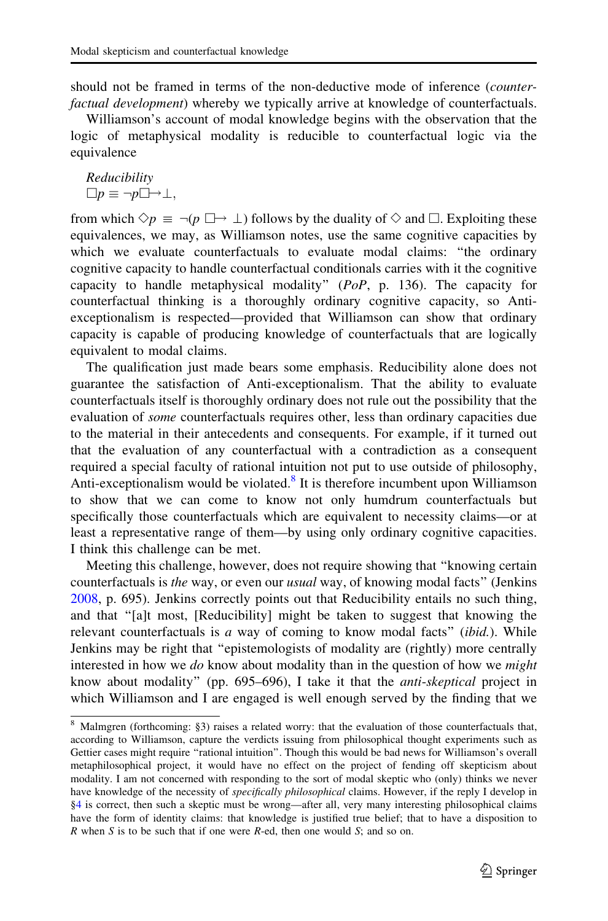should not be framed in terms of the non-deductive mode of inference (*counterfactual development*) whereby we typically arrive at knowledge of counterfactuals.

Williamson's account of modal knowledge begins with the observation that the logic of metaphysical modality is reducible to counterfactual logic via the equivalence

*Reducibility*
$\Box p \equiv \neg p \Box\!\!\rightarrow \bot$,

from which $\Diamond p \equiv \neg(p \Box\!\!\rightarrow \bot)$ follows by the duality of $\Diamond$ and $\Box$. Exploiting these equivalences, we may, as Williamson notes, use the same cognitive capacities by which we evaluate counterfactuals to evaluate modal claims: "the ordinary cognitive capacity to handle counterfactual conditionals carries with it the cognitive capacity to handle metaphysical modality" (*PoP*, p. 136). The capacity for counterfactual thinking is a thoroughly ordinary cognitive capacity, so Anti-exceptionalism is respected—provided that Williamson can show that ordinary capacity is capable of producing knowledge of counterfactuals that are logically equivalent to modal claims.

The qualification just made bears some emphasis. Reducibility alone does not guarantee the satisfaction of Anti-exceptionalism. That the ability to evaluate counterfactuals itself is thoroughly ordinary does not rule out the possibility that the evaluation of *some* counterfactuals requires other, less than ordinary capacities due to the material in their antecedents and consequents. For example, if it turned out that the evaluation of any counterfactual with a contradiction as a consequent required a special faculty of rational intuition not put to use outside of philosophy, Anti-exceptionalism would be violated.[8] It is therefore incumbent upon Williamson to show that we can come to know not only humdrum counterfactuals but specifically those counterfactuals which are equivalent to necessity claims—or at least a representative range of them—by using only ordinary cognitive capacities. I think this challenge can be met.

Meeting this challenge, however, does not require showing that "knowing certain counterfactuals is *the* way, or even our *usual* way, of knowing modal facts" (Jenkins 2008, p. 695). Jenkins correctly points out that Reducibility entails no such thing, and that "[a]t most, [Reducibility] might be taken to suggest that knowing the relevant counterfactuals is *a* way of coming to know modal facts" (*ibid.*). While Jenkins may be right that "epistemologists of modality are (rightly) more centrally interested in how we *do* know about modality than in the question of how we *might* know about modality" (pp. 695–696), I take it that the *anti-skeptical* project in which Williamson and I are engaged is well enough served by the finding that we

---

[8] Malmgren (forthcoming: §3) raises a related worry: that the evaluation of those counterfactuals that, according to Williamson, capture the verdicts issuing from philosophical thought experiments such as Gettier cases might require "rational intuition". Though this would be bad news for Williamson's overall metaphilosophical project, it would have no effect on the project of fending off skepticism about modality. I am not concerned with responding to the sort of modal skeptic who (only) thinks we never have knowledge of the necessity of *specifically philosophical* claims. However, if the reply I develop in §4 is correct, then such a skeptic must be wrong—after all, very many interesting philosophical claims have the form of identity claims: that knowledge is justified true belief; that to have a disposition to *R* when *S* is to be such that if one were *R*-ed, then one would *S*; and so on.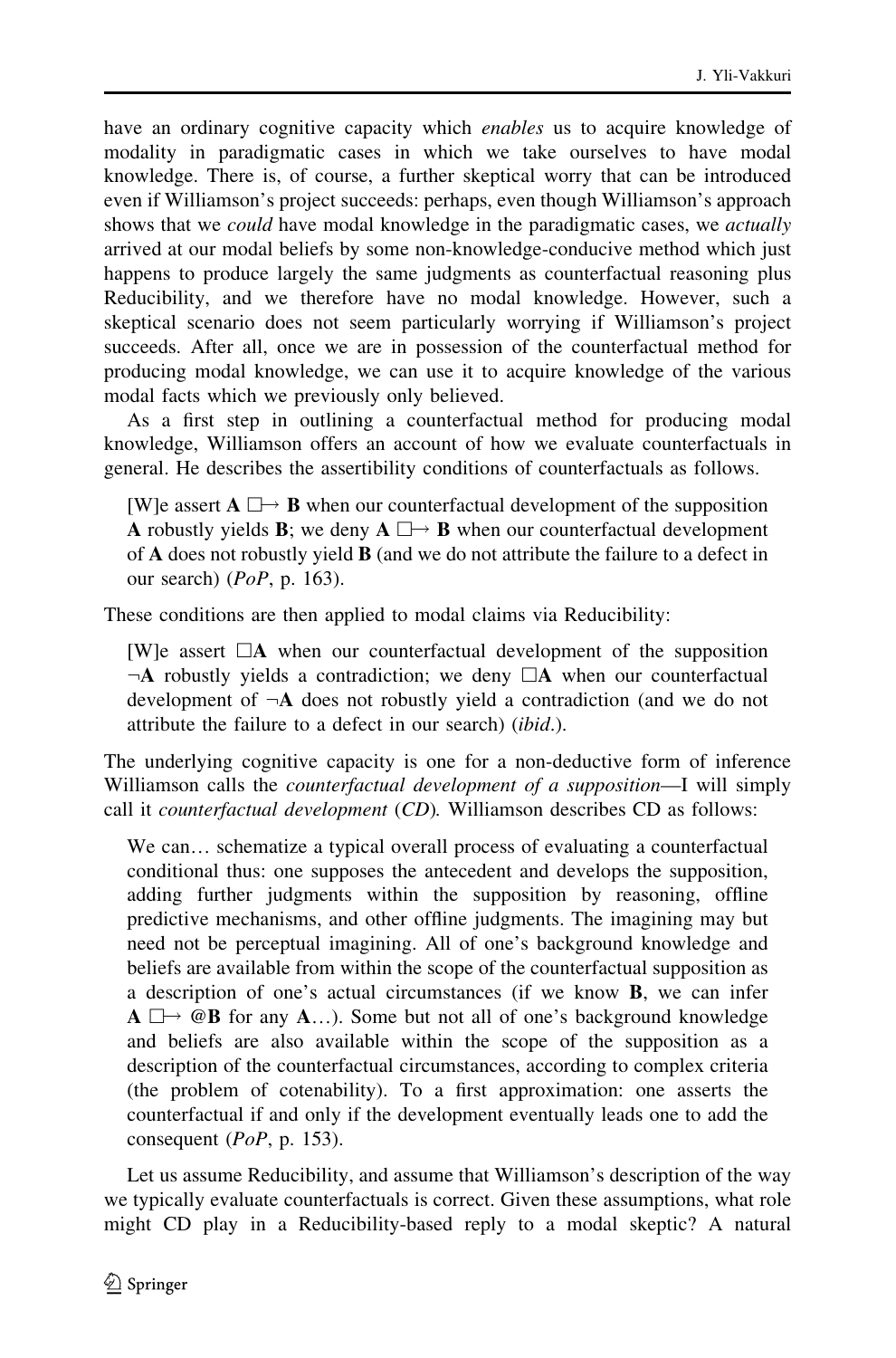have an ordinary cognitive capacity which *enables* us to acquire knowledge of modality in paradigmatic cases in which we take ourselves to have modal knowledge. There is, of course, a further skeptical worry that can be introduced even if Williamson's project succeeds: perhaps, even though Williamson's approach shows that we *could* have modal knowledge in the paradigmatic cases, we *actually* arrived at our modal beliefs by some non-knowledge-conducive method which just happens to produce largely the same judgments as counterfactual reasoning plus Reducibility, and we therefore have no modal knowledge. However, such a skeptical scenario does not seem particularly worrying if Williamson's project succeeds. After all, once we are in possession of the counterfactual method for producing modal knowledge, we can use it to acquire knowledge of the various modal facts which we previously only believed.

As a first step in outlining a counterfactual method for producing modal knowledge, Williamson offers an account of how we evaluate counterfactuals in general. He describes the assertibility conditions of counterfactuals as follows.

> [W]e assert **A** $\Box\!\!\rightarrow$ **B** when our counterfactual development of the supposition **A** robustly yields **B**; we deny **A** $\Box\!\!\rightarrow$ **B** when our counterfactual development of **A** does not robustly yield **B** (and we do not attribute the failure to a defect in our search) (*PoP*, p. 163).

These conditions are then applied to modal claims via Reducibility:

> [W]e assert $\Box$**A** when our counterfactual development of the supposition $\neg$**A** robustly yields a contradiction; we deny $\Box$**A** when our counterfactual development of $\neg$**A** does not robustly yield a contradiction (and we do not attribute the failure to a defect in our search) (*ibid*.).

The underlying cognitive capacity is one for a non-deductive form of inference Williamson calls the *counterfactual development of a supposition*—I will simply call it *counterfactual development* (*CD*). Williamson describes CD as follows:

> We can… schematize a typical overall process of evaluating a counterfactual conditional thus: one supposes the antecedent and develops the supposition, adding further judgments within the supposition by reasoning, offline predictive mechanisms, and other offline judgments. The imagining may but need not be perceptual imagining. All of one's background knowledge and beliefs are available from within the scope of the counterfactual supposition as a description of one's actual circumstances (if we know **B**, we can infer **A** $\Box\!\!\rightarrow$ @**B** for any **A**…). Some but not all of one's background knowledge and beliefs are also available within the scope of the supposition as a description of the counterfactual circumstances, according to complex criteria (the problem of cotenability). To a first approximation: one asserts the counterfactual if and only if the development eventually leads one to add the consequent (*PoP*, p. 153).

Let us assume Reducibility, and assume that Williamson's description of the way we typically evaluate counterfactuals is correct. Given these assumptions, what role might CD play in a Reducibility-based reply to a modal skeptic? A natural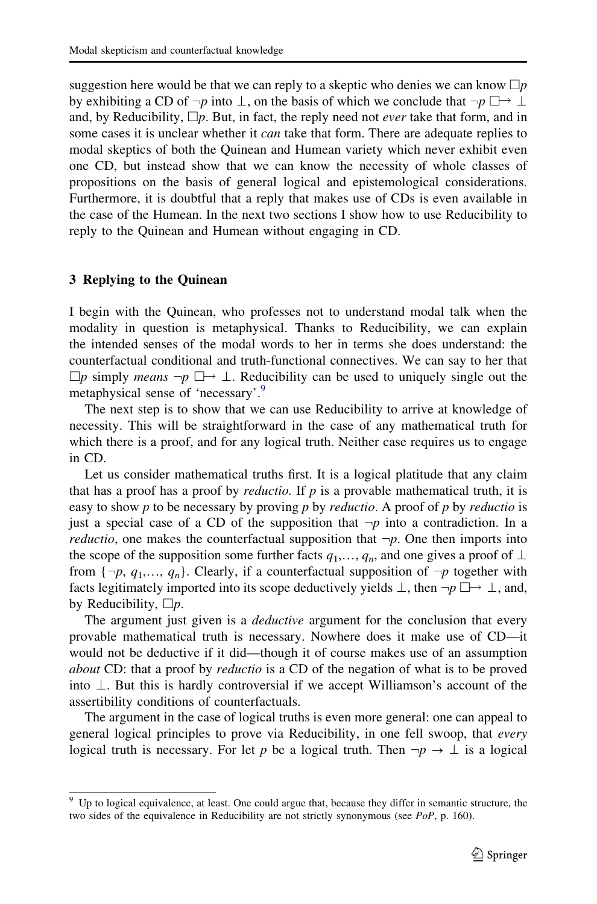suggestion here would be that we can reply to a skeptic who denies we can know $\Box p$ by exhibiting a CD of $\neg p$ into $\bot$, on the basis of which we conclude that $\neg p \mathrel{\Box\!\!\rightarrow} \bot$ and, by Reducibility, $\Box p$. But, in fact, the reply need not *ever* take that form, and in some cases it is unclear whether it *can* take that form. There are adequate replies to modal skeptics of both the Quinean and Humean variety which never exhibit even one CD, but instead show that we can know the necessity of whole classes of propositions on the basis of general logical and epistemological considerations. Furthermore, it is doubtful that a reply that makes use of CDs is even available in the case of the Humean. In the next two sections I show how to use Reducibility to reply to the Quinean and Humean without engaging in CD.

## 3 Replying to the Quinean

I begin with the Quinean, who professes not to understand modal talk when the modality in question is metaphysical. Thanks to Reducibility, we can explain the intended senses of the modal words to her in terms she does understand: the counterfactual conditional and truth-functional connectives. We can say to her that $\Box p$ simply *means* $\neg p \mathrel{\Box\!\!\rightarrow} \bot$. Reducibility can be used to uniquely single out the metaphysical sense of 'necessary'.[9]

The next step is to show that we can use Reducibility to arrive at knowledge of necessity. This will be straightforward in the case of any mathematical truth for which there is a proof, and for any logical truth. Neither case requires us to engage in CD.

Let us consider mathematical truths first. It is a logical platitude that any claim that has a proof has a proof by *reductio*. If $p$ is a provable mathematical truth, it is easy to show $p$ to be necessary by proving $p$ by *reductio*. A proof of $p$ by *reductio* is just a special case of a CD of the supposition that $\neg p$ into a contradiction. In a *reductio*, one makes the counterfactual supposition that $\neg p$. One then imports into the scope of the supposition some further facts $q_1,\ldots, q_n$, and one gives a proof of $\bot$ from $\{\neg p, q_1,\ldots, q_n\}$. Clearly, if a counterfactual supposition of $\neg p$ together with facts legitimately imported into its scope deductively yields $\bot$, then $\neg p \mathrel{\Box\!\!\rightarrow} \bot$, and, by Reducibility, $\Box p$.

The argument just given is a *deductive* argument for the conclusion that every provable mathematical truth is necessary. Nowhere does it make use of CD—it would not be deductive if it did—though it of course makes use of an assumption *about* CD: that a proof by *reductio* is a CD of the negation of what is to be proved into $\bot$. But this is hardly controversial if we accept Williamson's account of the assertibility conditions of counterfactuals.

The argument in the case of logical truths is even more general: one can appeal to general logical principles to prove via Reducibility, in one fell swoop, that *every* logical truth is necessary. For let $p$ be a logical truth. Then $\neg p \rightarrow \bot$ is a logical

---

[9] Up to logical equivalence, at least. One could argue that, because they differ in semantic structure, the two sides of the equivalence in Reducibility are not strictly synonymous (see *PoP*, p. 160).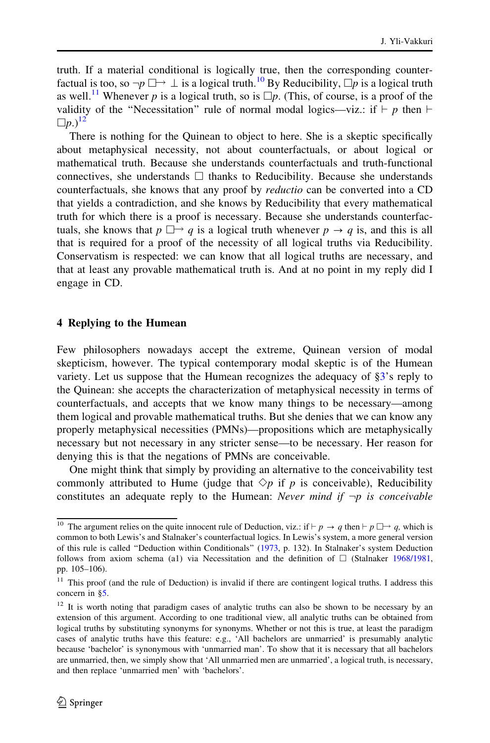truth. If a material conditional is logically true, then the corresponding counterfactual is too, so $\neg p \mathrel{\Box\!\!\rightarrow} \bot$ is a logical truth.[10] By Reducibility, $\Box p$ is a logical truth as well.[11] Whenever $p$ is a logical truth, so is $\Box p$. (This, of course, is a proof of the validity of the "Necessitation" rule of normal modal logics—viz.: if $\vdash p$ then $\vdash \Box p$.)[12]

There is nothing for the Quinean to object to here. She is a skeptic specifically about metaphysical necessity, not about counterfactuals, or about logical or mathematical truth. Because she understands counterfactuals and truth-functional connectives, she understands $\Box$ thanks to Reducibility. Because she understands counterfactuals, she knows that any proof by *reductio* can be converted into a CD that yields a contradiction, and she knows by Reducibility that every mathematical truth for which there is a proof is necessary. Because she understands counterfactuals, she knows that $p \mathrel{\Box\!\!\rightarrow} q$ is a logical truth whenever $p \rightarrow q$ is, and this is all that is required for a proof of the necessity of all logical truths via Reducibility. Conservatism is respected: we can know that all logical truths are necessary, and that at least any provable mathematical truth is. And at no point in my reply did I engage in CD.

## 4 Replying to the Humean

Few philosophers nowadays accept the extreme, Quinean version of modal skepticism, however. The typical contemporary modal skeptic is of the Humean variety. Let us suppose that the Humean recognizes the adequacy of §3's reply to the Quinean: she accepts the characterization of metaphysical necessity in terms of counterfactuals, and accepts that we know many things to be necessary—among them logical and provable mathematical truths. But she denies that we can know any properly metaphysical necessities (PMNs)—propositions which are metaphysically necessary but not necessary in any stricter sense—to be necessary. Her reason for denying this is that the negations of PMNs are conceivable.

One might think that simply by providing an alternative to the conceivability test commonly attributed to Hume (judge that $\Diamond p$ if $p$ is conceivable), Reducibility constitutes an adequate reply to the Humean: *Never mind if* $\neg p$ *is conceivable*

---

[10] The argument relies on the quite innocent rule of Deduction, viz.: if $\vdash p \rightarrow q$ then $\vdash p \mathrel{\Box\!\!\rightarrow} q$, which is common to both Lewis's and Stalnaker's counterfactual logics. In Lewis's system, a more general version of this rule is called "Deduction within Conditionals" (1973, p. 132). In Stalnaker's system Deduction follows from axiom schema (a1) via Necessitation and the definition of $\Box$ (Stalnaker 1968/1981, pp. 105–106).

[11] This proof (and the rule of Deduction) is invalid if there are contingent logical truths. I address this concern in §5.

[12] It is worth noting that paradigm cases of analytic truths can also be shown to be necessary by an extension of this argument. According to one traditional view, all analytic truths can be obtained from logical truths by substituting synonyms for synonyms. Whether or not this is true, at least the paradigm cases of analytic truths have this feature: e.g., 'All bachelors are unmarried' is presumably analytic because 'bachelor' is synonymous with 'unmarried man'. To show that it is necessary that all bachelors are unmarried, then, we simply show that 'All unmarried men are unmarried', a logical truth, is necessary, and then replace 'unmarried men' with 'bachelors'.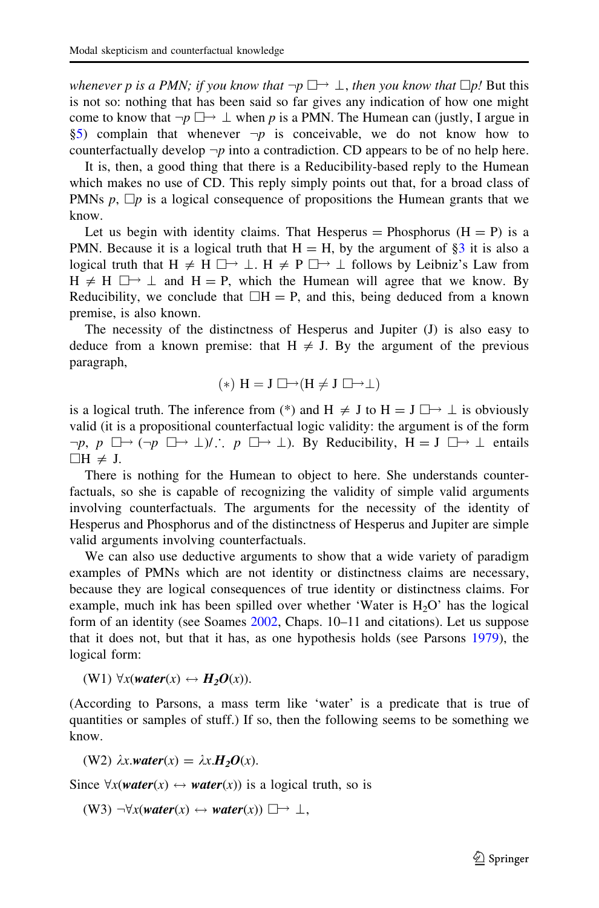*whenever p is a PMN; if you know that* $\neg p \mathrel{\Box\!\!\rightarrow} \bot$*, then you know that* $\Box p$*!* But this is not so: nothing that has been said so far gives any indication of how one might come to know that $\neg p \mathrel{\Box\!\!\rightarrow} \bot$ when $p$ is a PMN. The Humean can (justly, I argue in §5) complain that whenever $\neg p$ is conceivable, we do not know how to counterfactually develop $\neg p$ into a contradiction. CD appears to be of no help here.

It is, then, a good thing that there is a Reducibility-based reply to the Humean which makes no use of CD. This reply simply points out that, for a broad class of PMNs $p$, $\Box p$ is a logical consequence of propositions the Humean grants that we know.

Let us begin with identity claims. That Hesperus = Phosphorus (H = P) is a PMN. Because it is a logical truth that H = H, by the argument of §3 it is also a logical truth that $H \neq H \mathrel{\Box\!\!\rightarrow} \bot$. $H \neq P \mathrel{\Box\!\!\rightarrow} \bot$ follows by Leibniz's Law from $H \neq H \mathrel{\Box\!\!\rightarrow} \bot$ and H = P, which the Humean will agree that we know. By Reducibility, we conclude that $\Box H = P$, and this, being deduced from a known premise, is also known.

The necessity of the distinctness of Hesperus and Jupiter (J) is also easy to deduce from a known premise: that $H \neq J$. By the argument of the previous paragraph,

$$(*)\ H = J \mathrel{\Box\!\!\rightarrow} (H \neq J \mathrel{\Box\!\!\rightarrow} \bot)$$

is a logical truth. The inference from (*) and $H \neq J$ to $H = J \mathrel{\Box\!\!\rightarrow} \bot$ is obviously valid (it is a propositional counterfactual logic validity: the argument is of the form $\neg p,\ p \mathrel{\Box\!\!\rightarrow} (\neg p \mathrel{\Box\!\!\rightarrow} \bot) / \therefore\ p \mathrel{\Box\!\!\rightarrow} \bot$). By Reducibility, $H = J \mathrel{\Box\!\!\rightarrow} \bot$ entails $\Box H \neq J$.

There is nothing for the Humean to object to here. She understands counterfactuals, so she is capable of recognizing the validity of simple valid arguments involving counterfactuals. The arguments for the necessity of the identity of Hesperus and Phosphorus and of the distinctness of Hesperus and Jupiter are simple valid arguments involving counterfactuals.

We can also use deductive arguments to show that a wide variety of paradigm examples of PMNs which are not identity or distinctness claims are necessary, because they are logical consequences of true identity or distinctness claims. For example, much ink has been spilled over whether 'Water is $H_2O$' has the logical form of an identity (see Soames 2002, Chaps. 10–11 and citations). Let us suppose that it does not, but that it has, as one hypothesis holds (see Parsons 1979), the logical form:

(W1) $\forall x(\boldsymbol{water}(x) \leftrightarrow \boldsymbol{H_2O}(x))$.

(According to Parsons, a mass term like 'water' is a predicate that is true of quantities or samples of stuff.) If so, then the following seems to be something we know.

(W2) $\lambda x.\boldsymbol{water}(x) = \lambda x.\boldsymbol{H_2O}(x)$.

Since $\forall x(\boldsymbol{water}(x) \leftrightarrow \boldsymbol{water}(x))$ is a logical truth, so is

(W3) $\neg\forall x(\boldsymbol{water}(x) \leftrightarrow \boldsymbol{water}(x)) \mathrel{\Box\!\!\rightarrow} \bot$,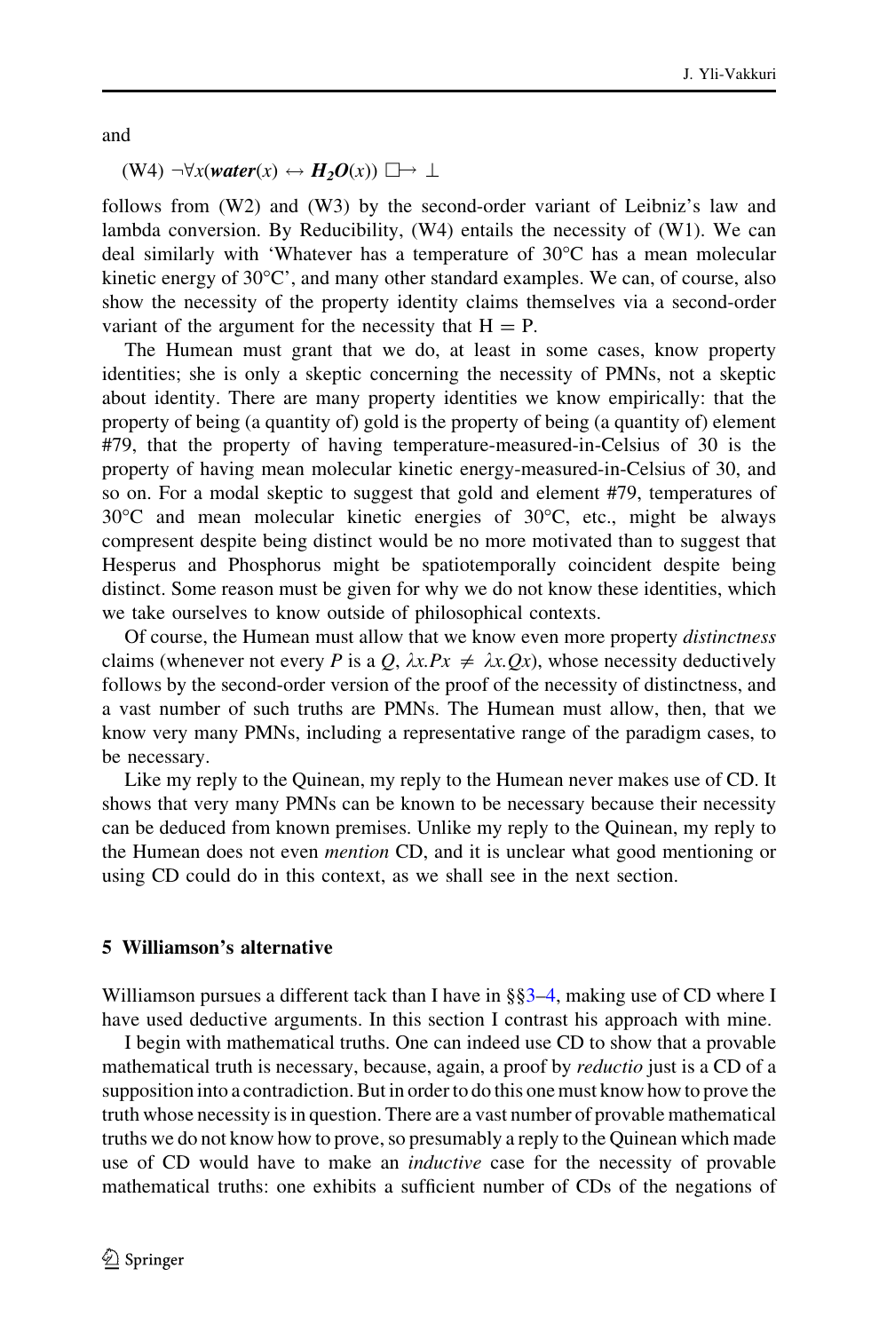and

(W4) $\neg\forall x(\boldsymbol{water}(x) \leftrightarrow \boldsymbol{H_2O}(x)) \mathrel{\Box\!\!\rightarrow} \bot$

follows from (W2) and (W3) by the second-order variant of Leibniz's law and lambda conversion. By Reducibility, (W4) entails the necessity of (W1). We can deal similarly with 'Whatever has a temperature of 30°C has a mean molecular kinetic energy of 30°C', and many other standard examples. We can, of course, also show the necessity of the property identity claims themselves via a second-order variant of the argument for the necessity that H = P.

The Humean must grant that we do, at least in some cases, know property identities; she is only a skeptic concerning the necessity of PMNs, not a skeptic about identity. There are many property identities we know empirically: that the property of being (a quantity of) gold is the property of being (a quantity of) element #79, that the property of having temperature-measured-in-Celsius of 30 is the property of having mean molecular kinetic energy-measured-in-Celsius of 30, and so on. For a modal skeptic to suggest that gold and element #79, temperatures of 30°C and mean molecular kinetic energies of 30°C, etc., might be always compresent despite being distinct would be no more motivated than to suggest that Hesperus and Phosphorus might be spatiotemporally coincident despite being distinct. Some reason must be given for why we do not know these identities, which we take ourselves to know outside of philosophical contexts.

Of course, the Humean must allow that we know even more property *distinctness* claims (whenever not every $P$ is a $Q$, $\lambda x.Px \neq \lambda x.Qx$), whose necessity deductively follows by the second-order version of the proof of the necessity of distinctness, and a vast number of such truths are PMNs. The Humean must allow, then, that we know very many PMNs, including a representative range of the paradigm cases, to be necessary.

Like my reply to the Quinean, my reply to the Humean never makes use of CD. It shows that very many PMNs can be known to be necessary because their necessity can be deduced from known premises. Unlike my reply to the Quinean, my reply to the Humean does not even *mention* CD, and it is unclear what good mentioning or using CD could do in this context, as we shall see in the next section.

## 5 Williamson's alternative

Williamson pursues a different tack than I have in §§3–4, making use of CD where I have used deductive arguments. In this section I contrast his approach with mine.

I begin with mathematical truths. One can indeed use CD to show that a provable mathematical truth is necessary, because, again, a proof by *reductio* just is a CD of a supposition into a contradiction. But in order to do this one must know how to prove the truth whose necessity is in question. There are a vast number of provable mathematical truths we do not know how to prove, so presumably a reply to the Quinean which made use of CD would have to make an *inductive* case for the necessity of provable mathematical truths: one exhibits a sufficient number of CDs of the negations of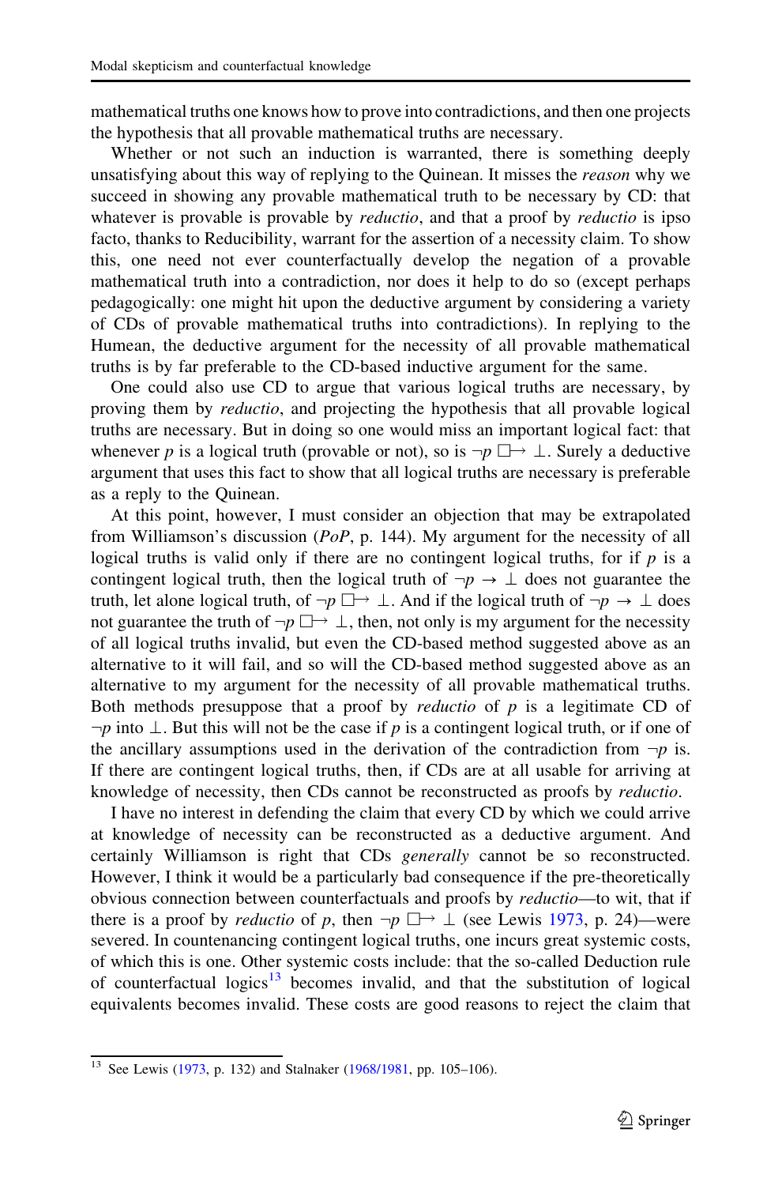mathematical truths one knows how to prove into contradictions, and then one projects the hypothesis that all provable mathematical truths are necessary.

Whether or not such an induction is warranted, there is something deeply unsatisfying about this way of replying to the Quinean. It misses the *reason* why we succeed in showing any provable mathematical truth to be necessary by CD: that whatever is provable is provable by *reductio*, and that a proof by *reductio* is ipso facto, thanks to Reducibility, warrant for the assertion of a necessity claim. To show this, one need not ever counterfactually develop the negation of a provable mathematical truth into a contradiction, nor does it help to do so (except perhaps pedagogically: one might hit upon the deductive argument by considering a variety of CDs of provable mathematical truths into contradictions). In replying to the Humean, the deductive argument for the necessity of all provable mathematical truths is by far preferable to the CD-based inductive argument for the same.

One could also use CD to argue that various logical truths are necessary, by proving them by *reductio*, and projecting the hypothesis that all provable logical truths are necessary. But in doing so one would miss an important logical fact: that whenever $p$ is a logical truth (provable or not), so is $\neg p \mathrel{\Box\!\!\rightarrow} \bot$. Surely a deductive argument that uses this fact to show that all logical truths are necessary is preferable as a reply to the Quinean.

At this point, however, I must consider an objection that may be extrapolated from Williamson's discussion (*PoP*, p. 144). My argument for the necessity of all logical truths is valid only if there are no contingent logical truths, for if $p$ is a contingent logical truth, then the logical truth of $\neg p \rightarrow \bot$ does not guarantee the truth, let alone logical truth, of $\neg p \mathrel{\Box\!\!\rightarrow} \bot$. And if the logical truth of $\neg p \rightarrow \bot$ does not guarantee the truth of $\neg p \mathrel{\Box\!\!\rightarrow} \bot$, then, not only is my argument for the necessity of all logical truths invalid, but even the CD-based method suggested above as an alternative to it will fail, and so will the CD-based method suggested above as an alternative to my argument for the necessity of all provable mathematical truths. Both methods presuppose that a proof by *reductio* of $p$ is a legitimate CD of $\neg p$ into $\bot$. But this will not be the case if $p$ is a contingent logical truth, or if one of the ancillary assumptions used in the derivation of the contradiction from $\neg p$ is. If there are contingent logical truths, then, if CDs are at all usable for arriving at knowledge of necessity, then CDs cannot be reconstructed as proofs by *reductio*.

I have no interest in defending the claim that every CD by which we could arrive at knowledge of necessity can be reconstructed as a deductive argument. And certainly Williamson is right that CDs *generally* cannot be so reconstructed. However, I think it would be a particularly bad consequence if the pre-theoretically obvious connection between counterfactuals and proofs by *reductio*—to wit, that if there is a proof by *reductio* of $p$, then $\neg p \mathrel{\Box\!\!\rightarrow} \bot$ (see Lewis 1973, p. 24)—were severed. In countenancing contingent logical truths, one incurs great systemic costs, of which this is one. Other systemic costs include: that the so-called Deduction rule of counterfactual logics[13] becomes invalid, and that the substitution of logical equivalents becomes invalid. These costs are good reasons to reject the claim that

[13] See Lewis (1973, p. 132) and Stalnaker (1968/1981, pp. 105–106).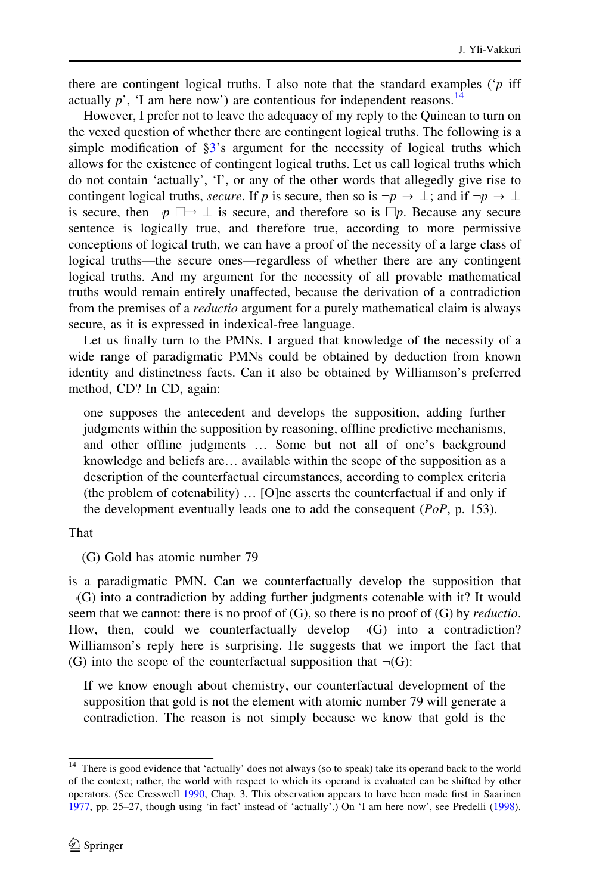there are contingent logical truths. I also note that the standard examples ('$p$ iff actually $p$', 'I am here now') are contentious for independent reasons.[14]

However, I prefer not to leave the adequacy of my reply to the Quinean to turn on the vexed question of whether there are contingent logical truths. The following is a simple modification of §3's argument for the necessity of logical truths which allows for the existence of contingent logical truths. Let us call logical truths which do not contain 'actually', 'I', or any of the other words that allegedly give rise to contingent logical truths, *secure*. If $p$ is secure, then so is $\neg p \rightarrow \bot$; and if $\neg p \rightarrow \bot$ is secure, then $\neg p \mathrel{\Box\!\!\rightarrow} \bot$ is secure, and therefore so is $\Box p$. Because any secure sentence is logically true, and therefore true, according to more permissive conceptions of logical truth, we can have a proof of the necessity of a large class of logical truths—the secure ones—regardless of whether there are any contingent logical truths. And my argument for the necessity of all provable mathematical truths would remain entirely unaffected, because the derivation of a contradiction from the premises of a *reductio* argument for a purely mathematical claim is always secure, as it is expressed in indexical-free language.

Let us finally turn to the PMNs. I argued that knowledge of the necessity of a wide range of paradigmatic PMNs could be obtained by deduction from known identity and distinctness facts. Can it also be obtained by Williamson's preferred method, CD? In CD, again:

> one supposes the antecedent and develops the supposition, adding further judgments within the supposition by reasoning, offline predictive mechanisms, and other offline judgments … Some but not all of one's background knowledge and beliefs are… available within the scope of the supposition as a description of the counterfactual circumstances, according to complex criteria (the problem of cotenability) … [O]ne asserts the counterfactual if and only if the development eventually leads one to add the consequent (*PoP*, p. 153).

That

(G) Gold has atomic number 79

is a paradigmatic PMN. Can we counterfactually develop the supposition that $\neg$(G) into a contradiction by adding further judgments cotenable with it? It would seem that we cannot: there is no proof of (G), so there is no proof of (G) by *reductio*. How, then, could we counterfactually develop $\neg$(G) into a contradiction? Williamson's reply here is surprising. He suggests that we import the fact that (G) into the scope of the counterfactual supposition that $\neg$(G):

> If we know enough about chemistry, our counterfactual development of the supposition that gold is not the element with atomic number 79 will generate a contradiction. The reason is not simply because we know that gold is the

[14] There is good evidence that 'actually' does not always (so to speak) take its operand back to the world of the context; rather, the world with respect to which its operand is evaluated can be shifted by other operators. (See Cresswell 1990, Chap. 3. This observation appears to have been made first in Saarinen 1977, pp. 25–27, though using 'in fact' instead of 'actually'.) On 'I am here now', see Predelli (1998).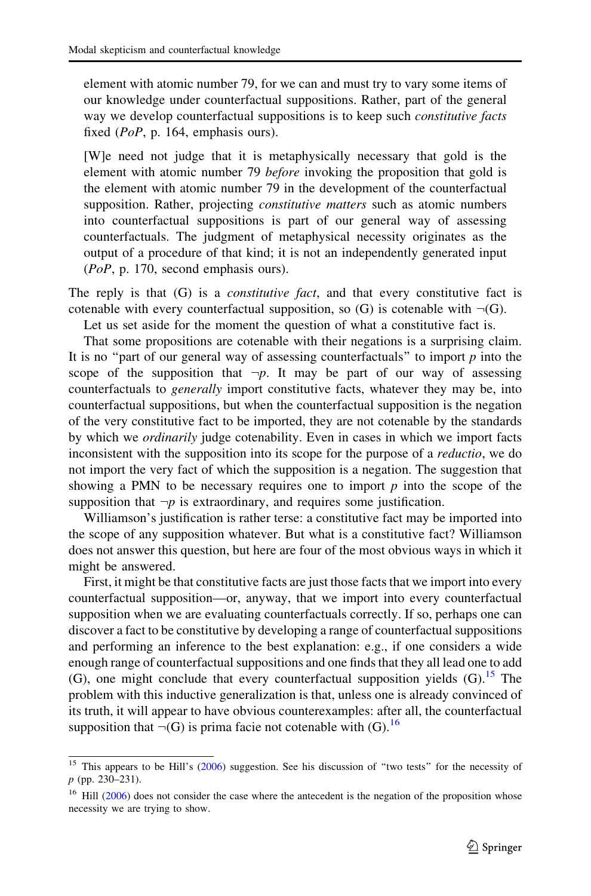> element with atomic number 79, for we can and must try to vary some items of our knowledge under counterfactual suppositions. Rather, part of the general way we develop counterfactual suppositions is to keep such *constitutive facts* fixed (*PoP*, p. 164, emphasis ours).

> [W]e need not judge that it is metaphysically necessary that gold is the element with atomic number 79 *before* invoking the proposition that gold is the element with atomic number 79 in the development of the counterfactual supposition. Rather, projecting *constitutive matters* such as atomic numbers into counterfactual suppositions is part of our general way of assessing counterfactuals. The judgment of metaphysical necessity originates as the output of a procedure of that kind; it is not an independently generated input (*PoP*, p. 170, second emphasis ours).

The reply is that (G) is a *constitutive fact*, and that every constitutive fact is cotenable with every counterfactual supposition, so (G) is cotenable with $\neg$(G).

Let us set aside for the moment the question of what a constitutive fact is.

That some propositions are cotenable with their negations is a surprising claim. It is no "part of our general way of assessing counterfactuals" to import $p$ into the scope of the supposition that $\neg p$. It may be part of our way of assessing counterfactuals to *generally* import constitutive facts, whatever they may be, into counterfactual suppositions, but when the counterfactual supposition is the negation of the very constitutive fact to be imported, they are not cotenable by the standards by which we *ordinarily* judge cotenability. Even in cases in which we import facts inconsistent with the supposition into its scope for the purpose of a *reductio*, we do not import the very fact of which the supposition is a negation. The suggestion that showing a PMN to be necessary requires one to import $p$ into the scope of the supposition that $\neg p$ is extraordinary, and requires some justification.

Williamson's justification is rather terse: a constitutive fact may be imported into the scope of any supposition whatever. But what is a constitutive fact? Williamson does not answer this question, but here are four of the most obvious ways in which it might be answered.

First, it might be that constitutive facts are just those facts that we import into every counterfactual supposition—or, anyway, that we import into every counterfactual supposition when we are evaluating counterfactuals correctly. If so, perhaps one can discover a fact to be constitutive by developing a range of counterfactual suppositions and performing an inference to the best explanation: e.g., if one considers a wide enough range of counterfactual suppositions and one finds that they all lead one to add (G), one might conclude that every counterfactual supposition yields (G).[15] The problem with this inductive generalization is that, unless one is already convinced of its truth, it will appear to have obvious counterexamples: after all, the counterfactual supposition that $\neg$(G) is prima facie not cotenable with (G).[16]

---

[15] This appears to be Hill's (2006) suggestion. See his discussion of "two tests" for the necessity of $p$ (pp. 230–231).

[16] Hill (2006) does not consider the case where the antecedent is the negation of the proposition whose necessity we are trying to show.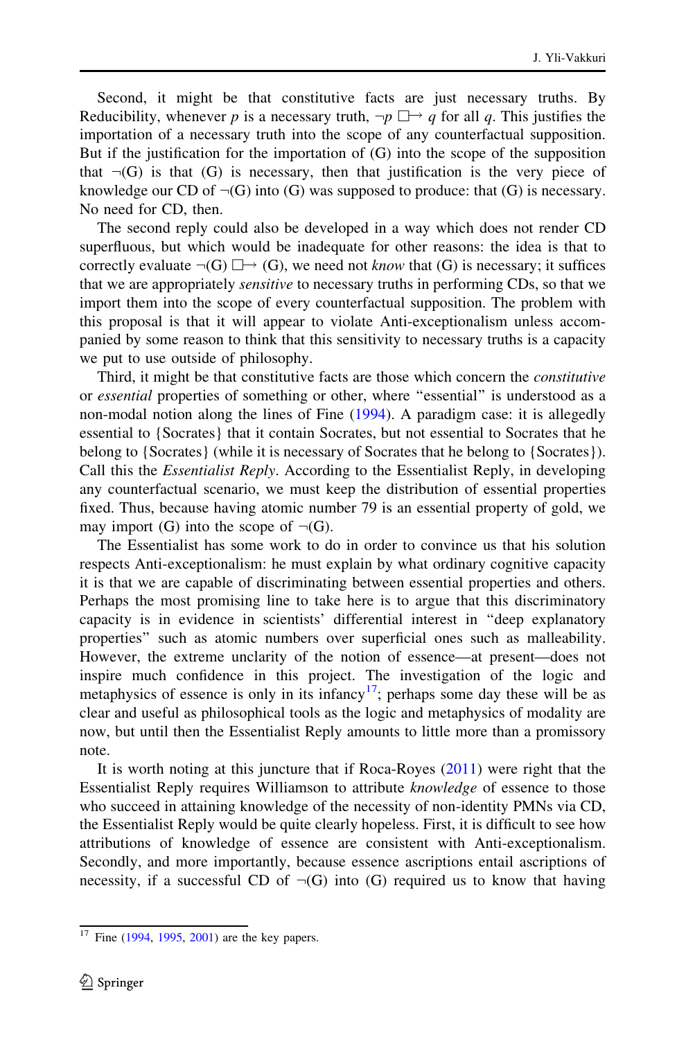Second, it might be that constitutive facts are just necessary truths. By Reducibility, whenever $p$ is a necessary truth, $\neg p \; \Box\!\!\rightarrow q$ for all $q$. This justifies the importation of a necessary truth into the scope of any counterfactual supposition. But if the justification for the importation of (G) into the scope of the supposition that $\neg$(G) is that (G) is necessary, then that justification is the very piece of knowledge our CD of $\neg$(G) into (G) was supposed to produce: that (G) is necessary. No need for CD, then.

The second reply could also be developed in a way which does not render CD superfluous, but which would be inadequate for other reasons: the idea is that to correctly evaluate $\neg$(G) $\Box\!\!\rightarrow$ (G), we need not *know* that (G) is necessary; it suffices that we are appropriately *sensitive* to necessary truths in performing CDs, so that we import them into the scope of every counterfactual supposition. The problem with this proposal is that it will appear to violate Anti-exceptionalism unless accompanied by some reason to think that this sensitivity to necessary truths is a capacity we put to use outside of philosophy.

Third, it might be that constitutive facts are those which concern the *constitutive* or *essential* properties of something or other, where "essential" is understood as a non-modal notion along the lines of Fine (1994). A paradigm case: it is allegedly essential to {Socrates} that it contain Socrates, but not essential to Socrates that he belong to {Socrates} (while it is necessary of Socrates that he belong to {Socrates}). Call this the *Essentialist Reply*. According to the Essentialist Reply, in developing any counterfactual scenario, we must keep the distribution of essential properties fixed. Thus, because having atomic number 79 is an essential property of gold, we may import (G) into the scope of $\neg$(G).

The Essentialist has some work to do in order to convince us that his solution respects Anti-exceptionalism: he must explain by what ordinary cognitive capacity it is that we are capable of discriminating between essential properties and others. Perhaps the most promising line to take here is to argue that this discriminatory capacity is in evidence in scientists' differential interest in "deep explanatory properties" such as atomic numbers over superficial ones such as malleability. However, the extreme unclarity of the notion of essence—at present—does not inspire much confidence in this project. The investigation of the logic and metaphysics of essence is only in its infancy[17]; perhaps some day these will be as clear and useful as philosophical tools as the logic and metaphysics of modality are now, but until then the Essentialist Reply amounts to little more than a promissory note.

It is worth noting at this juncture that if Roca-Royes (2011) were right that the Essentialist Reply requires Williamson to attribute *knowledge* of essence to those who succeed in attaining knowledge of the necessity of non-identity PMNs via CD, the Essentialist Reply would be quite clearly hopeless. First, it is difficult to see how attributions of knowledge of essence are consistent with Anti-exceptionalism. Secondly, and more importantly, because essence ascriptions entail ascriptions of necessity, if a successful CD of $\neg$(G) into (G) required us to know that having

[17] Fine (1994, 1995, 2001) are the key papers.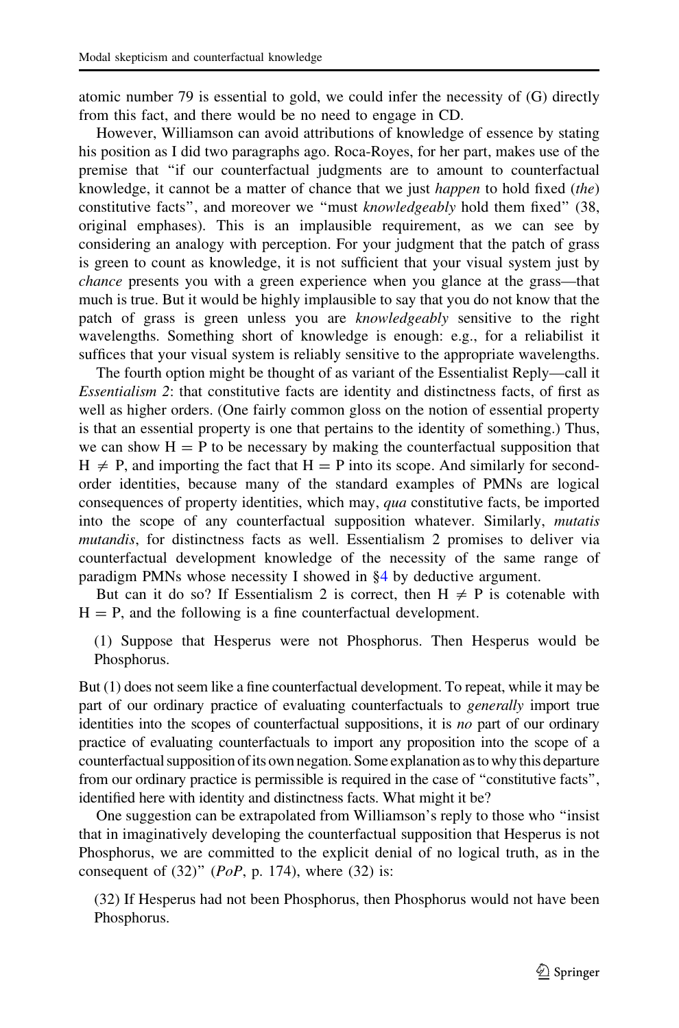atomic number 79 is essential to gold, we could infer the necessity of (G) directly from this fact, and there would be no need to engage in CD.

However, Williamson can avoid attributions of knowledge of essence by stating his position as I did two paragraphs ago. Roca-Royes, for her part, makes use of the premise that "if our counterfactual judgments are to amount to counterfactual knowledge, it cannot be a matter of chance that we just *happen* to hold fixed (*the*) constitutive facts", and moreover we "must *knowledgeably* hold them fixed" (38, original emphases). This is an implausible requirement, as we can see by considering an analogy with perception. For your judgment that the patch of grass is green to count as knowledge, it is not sufficient that your visual system just by *chance* presents you with a green experience when you glance at the grass—that much is true. But it would be highly implausible to say that you do not know that the patch of grass is green unless you are *knowledgeably* sensitive to the right wavelengths. Something short of knowledge is enough: e.g., for a reliabilist it suffices that your visual system is reliably sensitive to the appropriate wavelengths.

The fourth option might be thought of as variant of the Essentialist Reply—call it *Essentialism 2*: that constitutive facts are identity and distinctness facts, of first as well as higher orders. (One fairly common gloss on the notion of essential property is that an essential property is one that pertains to the identity of something.) Thus, we can show $H = P$ to be necessary by making the counterfactual supposition that $H \neq P$, and importing the fact that $H = P$ into its scope. And similarly for second-order identities, because many of the standard examples of PMNs are logical consequences of property identities, which may, *qua* constitutive facts, be imported into the scope of any counterfactual supposition whatever. Similarly, *mutatis mutandis*, for distinctness facts as well. Essentialism 2 promises to deliver via counterfactual development knowledge of the necessity of the same range of paradigm PMNs whose necessity I showed in §4 by deductive argument.

But can it do so? If Essentialism 2 is correct, then $H \neq P$ is cotenable with $H = P$, and the following is a fine counterfactual development.

> (1) Suppose that Hesperus were not Phosphorus. Then Hesperus would be Phosphorus.

But (1) does not seem like a fine counterfactual development. To repeat, while it may be part of our ordinary practice of evaluating counterfactuals to *generally* import true identities into the scopes of counterfactual suppositions, it is *no* part of our ordinary practice of evaluating counterfactuals to import any proposition into the scope of a counterfactual supposition of its own negation. Some explanation as to why this departure from our ordinary practice is permissible is required in the case of "constitutive facts", identified here with identity and distinctness facts. What might it be?

One suggestion can be extrapolated from Williamson's reply to those who "insist that in imaginatively developing the counterfactual supposition that Hesperus is not Phosphorus, we are committed to the explicit denial of no logical truth, as in the consequent of (32)" (*PoP*, p. 174), where (32) is:

> (32) If Hesperus had not been Phosphorus, then Phosphorus would not have been Phosphorus.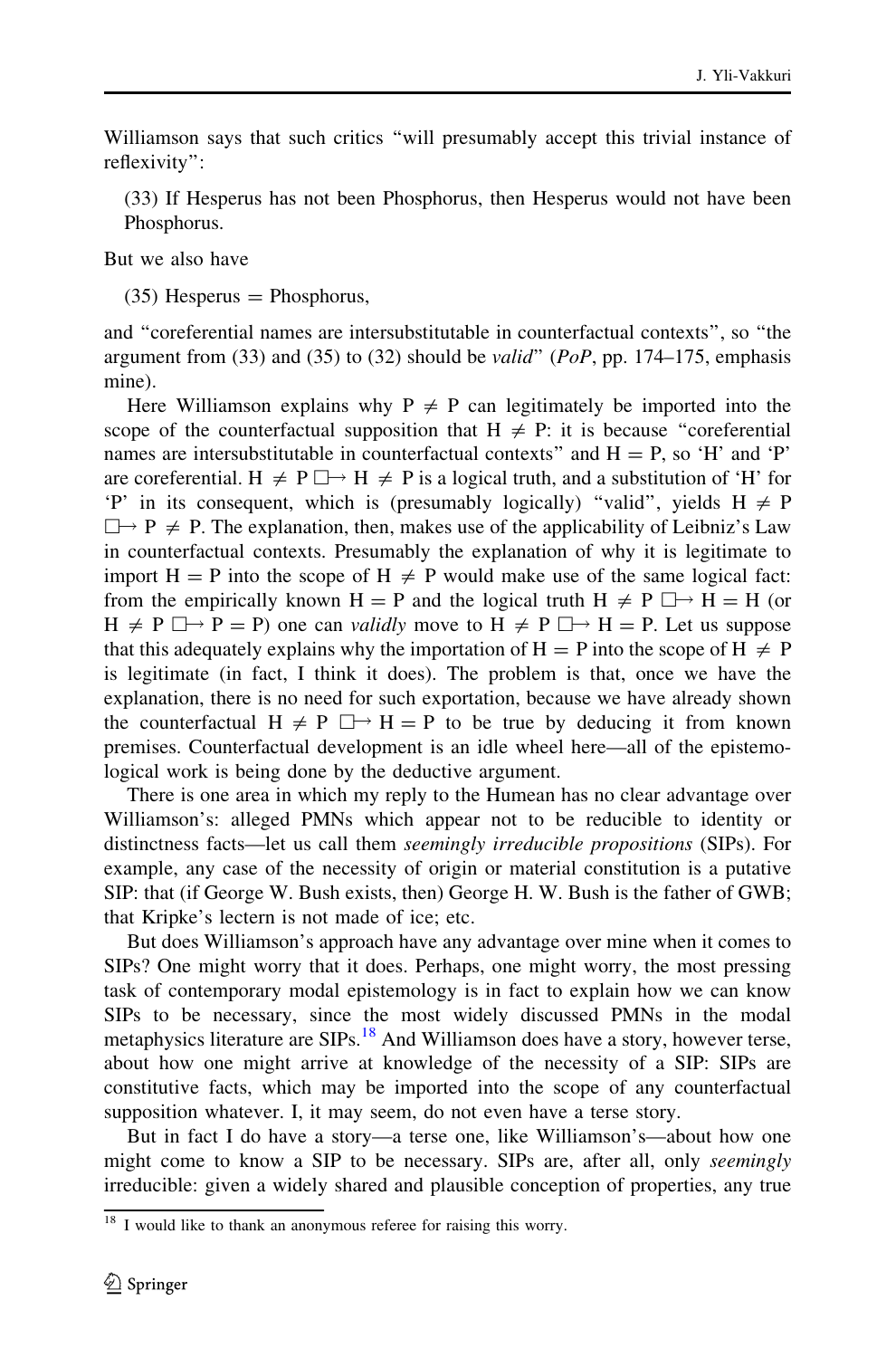Williamson says that such critics "will presumably accept this trivial instance of reflexivity":

(33) If Hesperus has not been Phosphorus, then Hesperus would not have been Phosphorus.

But we also have

(35) Hesperus = Phosphorus,

and "coreferential names are intersubstitutable in counterfactual contexts", so "the argument from (33) and (35) to (32) should be *valid*" (*PoP*, pp. 174–175, emphasis mine).

Here Williamson explains why $P \neq P$ can legitimately be imported into the scope of the counterfactual supposition that $H \neq P$: it is because "coreferential names are intersubstitutable in counterfactual contexts" and $H = P$, so 'H' and 'P' are coreferential. $H \neq P \mathbin{\Box\!\!\rightarrow} H \neq P$ is a logical truth, and a substitution of 'H' for 'P' in its consequent, which is (presumably logically) "valid", yields $H \neq P \mathbin{\Box\!\!\rightarrow} P \neq P$. The explanation, then, makes use of the applicability of Leibniz's Law in counterfactual contexts. Presumably the explanation of why it is legitimate to import $H = P$ into the scope of $H \neq P$ would make use of the same logical fact: from the empirically known $H = P$ and the logical truth $H \neq P \mathbin{\Box\!\!\rightarrow} H = H$ (or $H \neq P \mathbin{\Box\!\!\rightarrow} P = P$) one can *validly* move to $H \neq P \mathbin{\Box\!\!\rightarrow} H = P$. Let us suppose that this adequately explains why the importation of $H = P$ into the scope of $H \neq P$ is legitimate (in fact, I think it does). The problem is that, once we have the explanation, there is no need for such exportation, because we have already shown the counterfactual $H \neq P \mathbin{\Box\!\!\rightarrow} H = P$ to be true by deducing it from known premises. Counterfactual development is an idle wheel here—all of the epistemological work is being done by the deductive argument.

There is one area in which my reply to the Humean has no clear advantage over Williamson's: alleged PMNs which appear not to be reducible to identity or distinctness facts—let us call them *seemingly irreducible propositions* (SIPs). For example, any case of the necessity of origin or material constitution is a putative SIP: that (if George W. Bush exists, then) George H. W. Bush is the father of GWB; that Kripke's lectern is not made of ice; etc.

But does Williamson's approach have any advantage over mine when it comes to SIPs? One might worry that it does. Perhaps, one might worry, the most pressing task of contemporary modal epistemology is in fact to explain how we can know SIPs to be necessary, since the most widely discussed PMNs in the modal metaphysics literature are SIPs.[18] And Williamson does have a story, however terse, about how one might arrive at knowledge of the necessity of a SIP: SIPs are constitutive facts, which may be imported into the scope of any counterfactual supposition whatever. I, it may seem, do not even have a terse story.

But in fact I do have a story—a terse one, like Williamson's—about how one might come to know a SIP to be necessary. SIPs are, after all, only *seemingly* irreducible: given a widely shared and plausible conception of properties, any true

[18] I would like to thank an anonymous referee for raising this worry.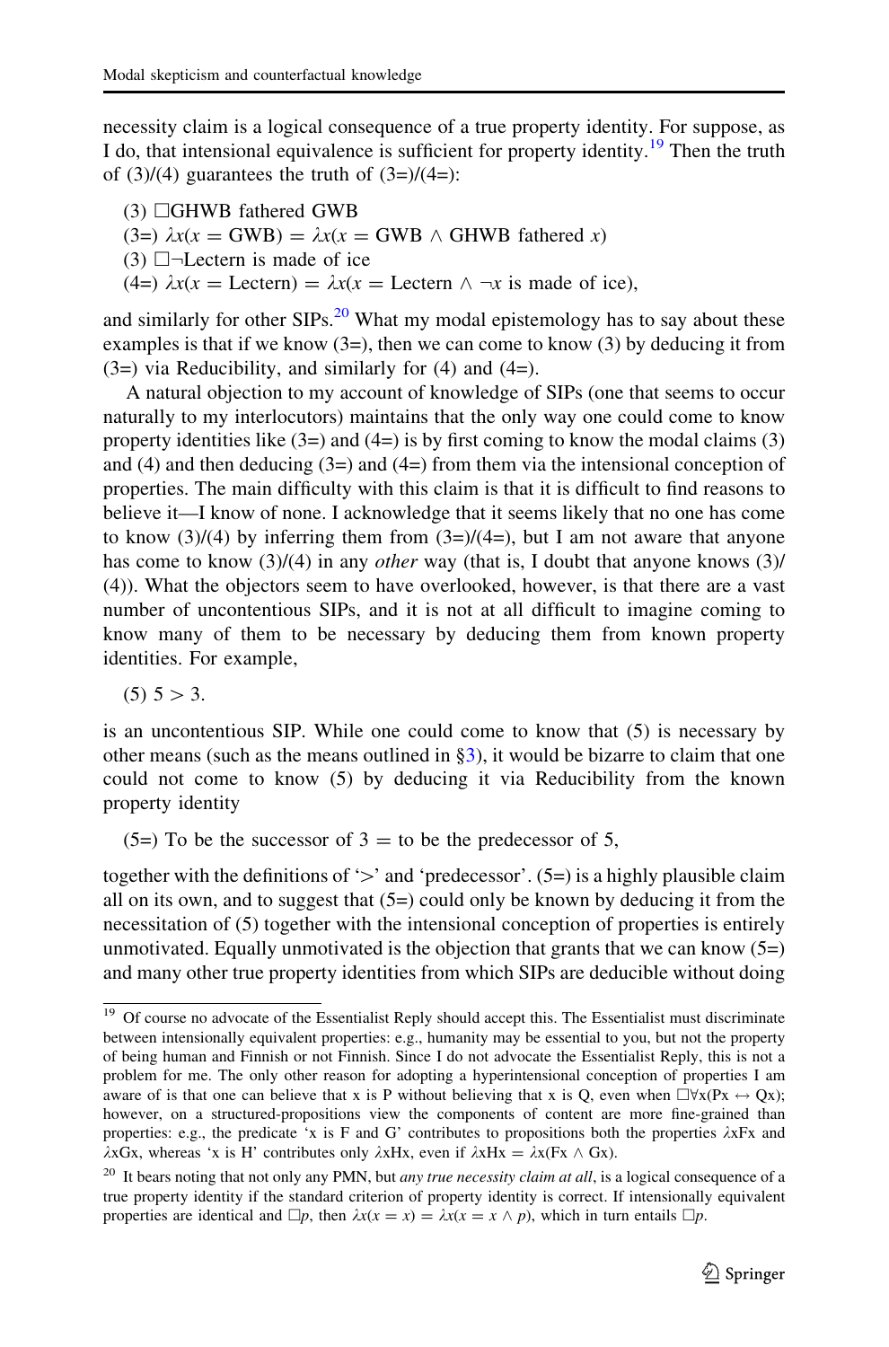necessity claim is a logical consequence of a true property identity. For suppose, as I do, that intensional equivalence is sufficient for property identity.[19] Then the truth of (3)/(4) guarantees the truth of (3=)/(4=):

(3) $\Box$GHWB fathered GWB

(3=) $\lambda x(x = \text{GWB}) = \lambda x(x = \text{GWB} \land \text{GHWB fathered } x)$

(3) $\Box\neg$Lectern is made of ice

(4=) $\lambda x(x = \text{Lectern}) = \lambda x(x = \text{Lectern} \land \neg x \text{ is made of ice})$,

and similarly for other SIPs.[20] What my modal epistemology has to say about these examples is that if we know (3=), then we can come to know (3) by deducing it from (3=) via Reducibility, and similarly for (4) and (4=).

A natural objection to my account of knowledge of SIPs (one that seems to occur naturally to my interlocutors) maintains that the only way one could come to know property identities like (3=) and (4=) is by first coming to know the modal claims (3) and (4) and then deducing (3=) and (4=) from them via the intensional conception of properties. The main difficulty with this claim is that it is difficult to find reasons to believe it—I know of none. I acknowledge that it seems likely that no one has come to know (3)/(4) by inferring them from (3=)/(4=), but I am not aware that anyone has come to know (3)/(4) in any *other* way (that is, I doubt that anyone knows (3)/(4)). What the objectors seem to have overlooked, however, is that there are a vast number of uncontentious SIPs, and it is not at all difficult to imagine coming to know many of them to be necessary by deducing them from known property identities. For example,

(5) $5 > 3$.

is an uncontentious SIP. While one could come to know that (5) is necessary by other means (such as the means outlined in §3), it would be bizarre to claim that one could not come to know (5) by deducing it via Reducibility from the known property identity

(5=) To be the successor of 3 = to be the predecessor of 5,

together with the definitions of '>' and 'predecessor'. (5=) is a highly plausible claim all on its own, and to suggest that (5=) could only be known by deducing it from the necessitation of (5) together with the intensional conception of properties is entirely unmotivated. Equally unmotivated is the objection that grants that we can know (5=) and many other true property identities from which SIPs are deducible without doing

---

[19] Of course no advocate of the Essentialist Reply should accept this. The Essentialist must discriminate between intensionally equivalent properties: e.g., humanity may be essential to you, but not the property of being human and Finnish or not Finnish. Since I do not advocate the Essentialist Reply, this is not a problem for me. The only other reason for adopting a hyperintensional conception of properties I am aware of is that one can believe that x is P without believing that x is Q, even when $\Box\forall x(Px \leftrightarrow Qx)$; however, on a structured-propositions view the components of content are more fine-grained than properties: e.g., the predicate 'x is F and G' contributes to propositions both the properties $\lambda x Fx$ and $\lambda x Gx$, whereas 'x is H' contributes only $\lambda x Hx$, even if $\lambda x Hx = \lambda x(Fx \land Gx)$.

[20] It bears noting that not only any PMN, but *any true necessity claim at all*, is a logical consequence of a true property identity if the standard criterion of property identity is correct. If intensionally equivalent properties are identical and $\Box p$, then $\lambda x(x = x) = \lambda x(x = x \land p)$, which in turn entails $\Box p$.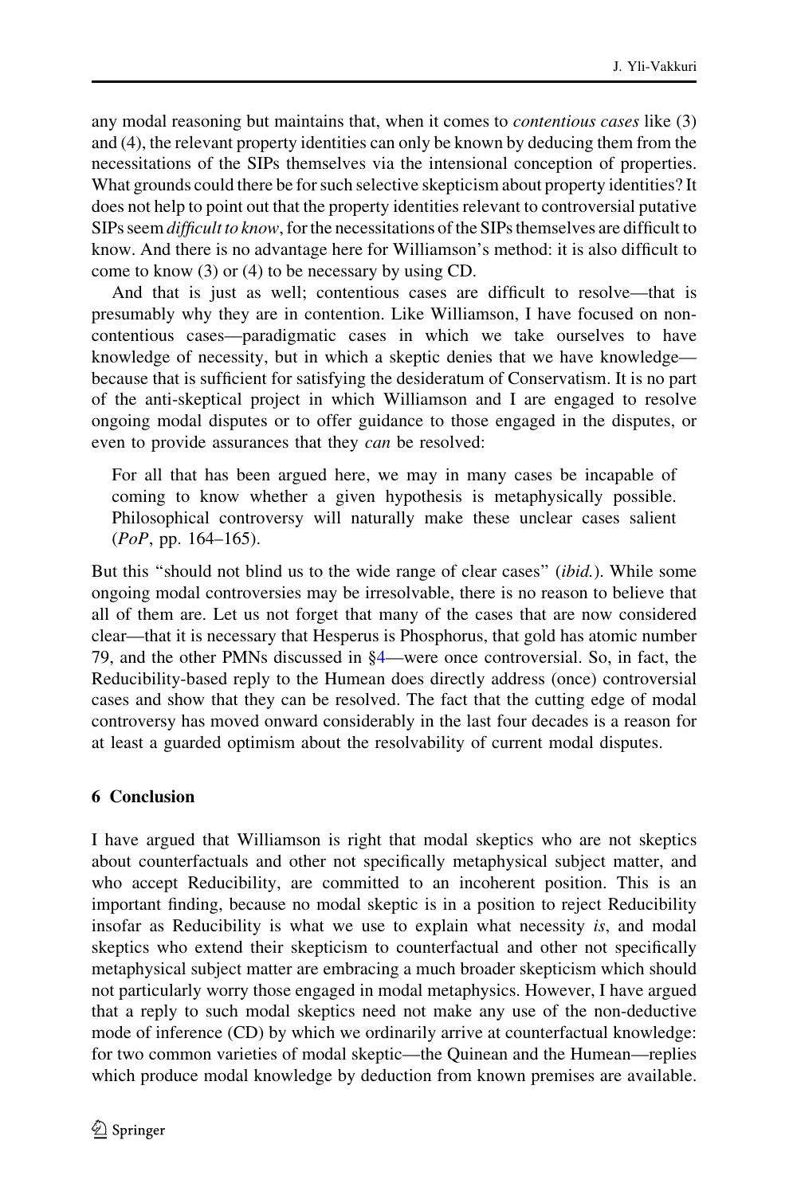any modal reasoning but maintains that, when it comes to *contentious cases* like (3) and (4), the relevant property identities can only be known by deducing them from the necessitations of the SIPs themselves via the intensional conception of properties. What grounds could there be for such selective skepticism about property identities? It does not help to point out that the property identities relevant to controversial putative SIPs seem *difficult to know*, for the necessitations of the SIPs themselves are difficult to know. And there is no advantage here for Williamson's method: it is also difficult to come to know (3) or (4) to be necessary by using CD.

And that is just as well; contentious cases are difficult to resolve—that is presumably why they are in contention. Like Williamson, I have focused on non-contentious cases—paradigmatic cases in which we take ourselves to have knowledge of necessity, but in which a skeptic denies that we have knowledge—because that is sufficient for satisfying the desideratum of Conservatism. It is no part of the anti-skeptical project in which Williamson and I are engaged to resolve ongoing modal disputes or to offer guidance to those engaged in the disputes, or even to provide assurances that they *can* be resolved:

> For all that has been argued here, we may in many cases be incapable of coming to know whether a given hypothesis is metaphysically possible. Philosophical controversy will naturally make these unclear cases salient (*PoP*, pp. 164–165).

But this "should not blind us to the wide range of clear cases" (*ibid.*). While some ongoing modal controversies may be irresolvable, there is no reason to believe that all of them are. Let us not forget that many of the cases that are now considered clear—that it is necessary that Hesperus is Phosphorus, that gold has atomic number 79, and the other PMNs discussed in §4—were once controversial. So, in fact, the Reducibility-based reply to the Humean does directly address (once) controversial cases and show that they can be resolved. The fact that the cutting edge of modal controversy has moved onward considerably in the last four decades is a reason for at least a guarded optimism about the resolvability of current modal disputes.

## 6 Conclusion

I have argued that Williamson is right that modal skeptics who are not skeptics about counterfactuals and other not specifically metaphysical subject matter, and who accept Reducibility, are committed to an incoherent position. This is an important finding, because no modal skeptic is in a position to reject Reducibility insofar as Reducibility is what we use to explain what necessity *is*, and modal skeptics who extend their skepticism to counterfactual and other not specifically metaphysical subject matter are embracing a much broader skepticism which should not particularly worry those engaged in modal metaphysics. However, I have argued that a reply to such modal skeptics need not make any use of the non-deductive mode of inference (CD) by which we ordinarily arrive at counterfactual knowledge: for two common varieties of modal skeptic—the Quinean and the Humean—replies which produce modal knowledge by deduction from known premises are available.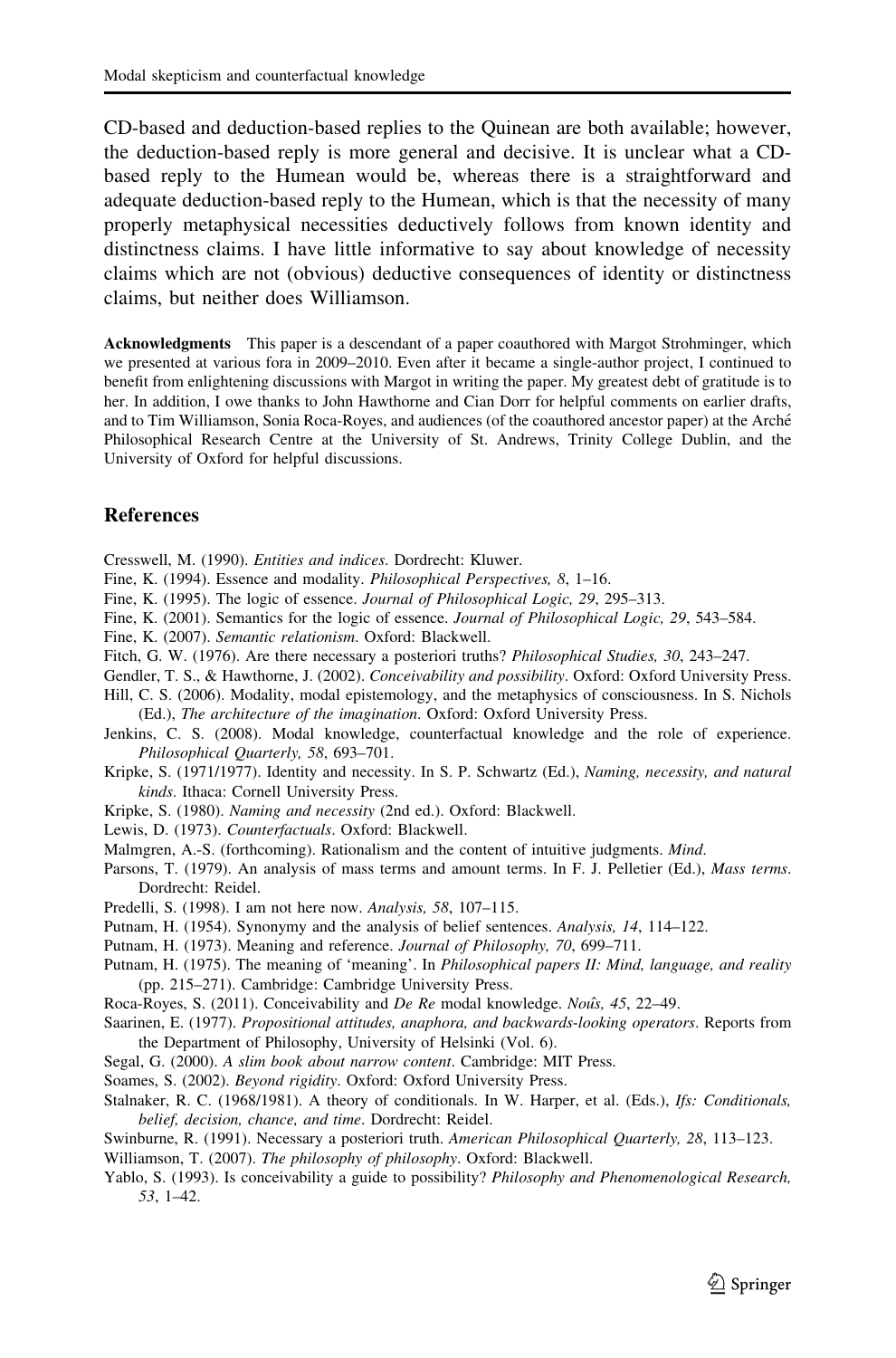CD-based and deduction-based replies to the Quinean are both available; however, the deduction-based reply is more general and decisive. It is unclear what a CD-based reply to the Humean would be, whereas there is a straightforward and adequate deduction-based reply to the Humean, which is that the necessity of many properly metaphysical necessities deductively follows from known identity and distinctness claims. I have little informative to say about knowledge of necessity claims which are not (obvious) deductive consequences of identity or distinctness claims, but neither does Williamson.

**Acknowledgments** This paper is a descendant of a paper coauthored with Margot Strohminger, which we presented at various fora in 2009–2010. Even after it became a single-author project, I continued to benefit from enlightening discussions with Margot in writing the paper. My greatest debt of gratitude is to her. In addition, I owe thanks to John Hawthorne and Cian Dorr for helpful comments on earlier drafts, and to Tim Williamson, Sonia Roca-Royes, and audiences (of the coauthored ancestor paper) at the Arché Philosophical Research Centre at the University of St. Andrews, Trinity College Dublin, and the University of Oxford for helpful discussions.

## References

Cresswell, M. (1990). *Entities and indices*. Dordrecht: Kluwer.

Fine, K. (1994). Essence and modality. *Philosophical Perspectives, 8*, 1–16.

Fine, K. (1995). The logic of essence. *Journal of Philosophical Logic, 29*, 295–313.

Fine, K. (2001). Semantics for the logic of essence. *Journal of Philosophical Logic, 29*, 543–584.

Fine, K. (2007). *Semantic relationism*. Oxford: Blackwell.

Fitch, G. W. (1976). Are there necessary a posteriori truths? *Philosophical Studies, 30*, 243–247.

Gendler, T. S., & Hawthorne, J. (2002). *Conceivability and possibility*. Oxford: Oxford University Press.

Hill, C. S. (2006). Modality, modal epistemology, and the metaphysics of consciousness. In S. Nichols (Ed.), *The architecture of the imagination*. Oxford: Oxford University Press.

Jenkins, C. S. (2008). Modal knowledge, counterfactual knowledge and the role of experience. *Philosophical Quarterly, 58*, 693–701.

Kripke, S. (1971/1977). Identity and necessity. In S. P. Schwartz (Ed.), *Naming, necessity, and natural kinds*. Ithaca: Cornell University Press.

Kripke, S. (1980). *Naming and necessity* (2nd ed.). Oxford: Blackwell.

Lewis, D. (1973). *Counterfactuals*. Oxford: Blackwell.

Malmgren, A.-S. (forthcoming). Rationalism and the content of intuitive judgments. *Mind*.

Parsons, T. (1979). An analysis of mass terms and amount terms. In F. J. Pelletier (Ed.), *Mass terms*. Dordrecht: Reidel.

Predelli, S. (1998). I am not here now. *Analysis, 58*, 107–115.

Putnam, H. (1954). Synonymy and the analysis of belief sentences. *Analysis, 14*, 114–122.

Putnam, H. (1973). Meaning and reference. *Journal of Philosophy, 70*, 699–711.

Putnam, H. (1975). The meaning of 'meaning'. In *Philosophical papers II: Mind, language, and reality* (pp. 215–271). Cambridge: Cambridge University Press.

Roca-Royes, S. (2011). Conceivability and *De Re* modal knowledge. *Noûs, 45*, 22–49.

Saarinen, E. (1977). *Propositional attitudes, anaphora, and backwards-looking operators*. Reports from the Department of Philosophy, University of Helsinki (Vol. 6).

Segal, G. (2000). *A slim book about narrow content*. Cambridge: MIT Press.

Soames, S. (2002). *Beyond rigidity*. Oxford: Oxford University Press.

Stalnaker, R. C. (1968/1981). A theory of conditionals. In W. Harper, et al. (Eds.), *Ifs: Conditionals, belief, decision, chance, and time*. Dordrecht: Reidel.

Swinburne, R. (1991). Necessary a posteriori truth. *American Philosophical Quarterly, 28*, 113–123.

Williamson, T. (2007). *The philosophy of philosophy*. Oxford: Blackwell.

Yablo, S. (1993). Is conceivability a guide to possibility? *Philosophy and Phenomenological Research, 53*, 1–42.